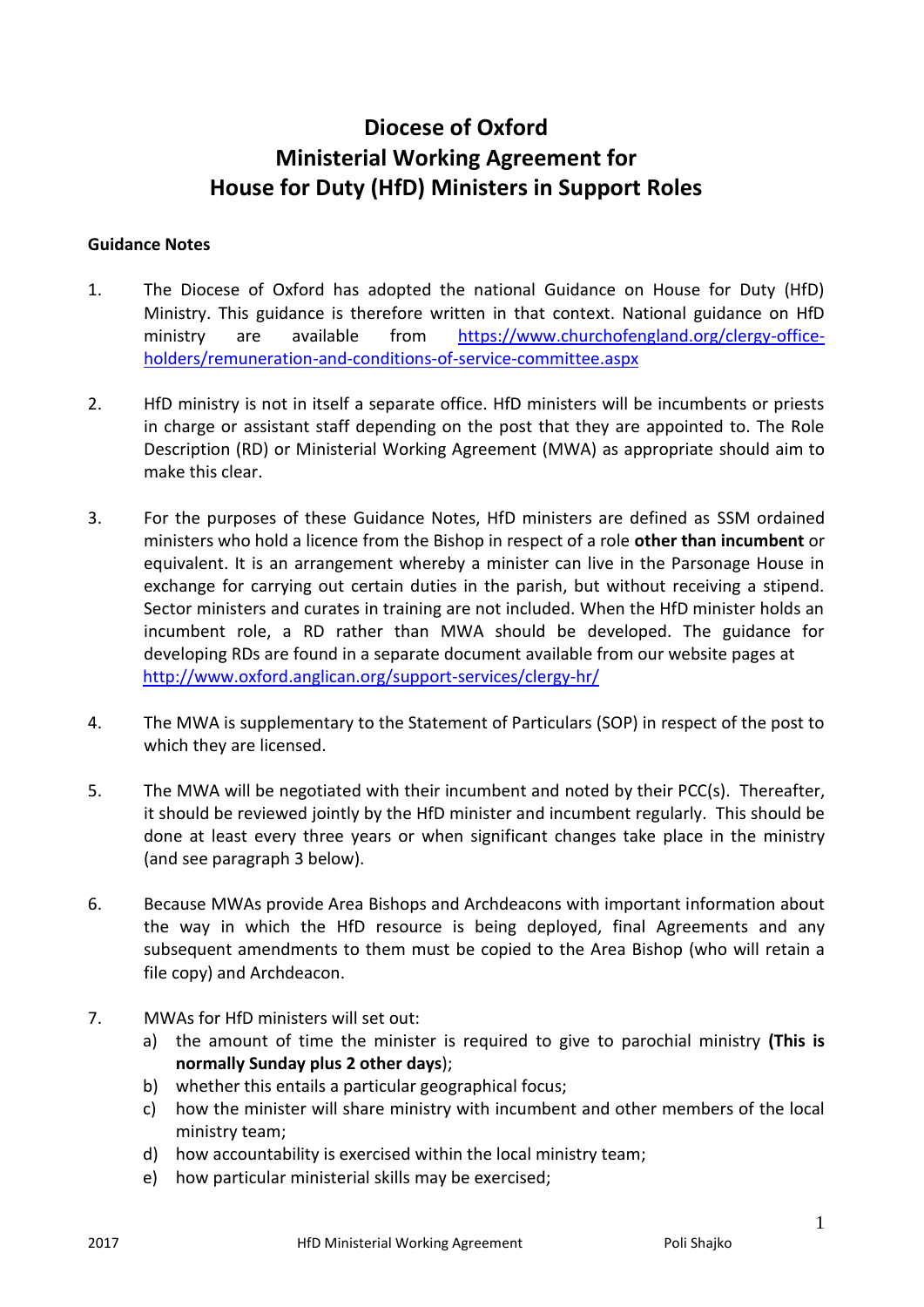# Diocese of Oxford
# Ministerial Working Agreement for
# House for Duty (HfD) Ministers in Support Roles

**Guidance Notes**

1. The Diocese of Oxford has adopted the national Guidance on House for Duty (HfD) Ministry. This guidance is therefore written in that context. National guidance on HfD ministry are available from [https://www.churchofengland.org/clergy-office-holders/remuneration-and-conditions-of-service-committee.aspx](https://www.churchofengland.org/clergy-office-holders/remuneration-and-conditions-of-service-committee.aspx)

2. HfD ministry is not in itself a separate office. HfD ministers will be incumbents or priests in charge or assistant staff depending on the post that they are appointed to. The Role Description (RD) or Ministerial Working Agreement (MWA) as appropriate should aim to make this clear.

3. For the purposes of these Guidance Notes, HfD ministers are defined as SSM ordained ministers who hold a licence from the Bishop in respect of a role **other than incumbent** or equivalent. It is an arrangement whereby a minister can live in the Parsonage House in exchange for carrying out certain duties in the parish, but without receiving a stipend. Sector ministers and curates in training are not included. When the HfD minister holds an incumbent role, a RD rather than MWA should be developed. The guidance for developing RDs are found in a separate document available from our website pages at [http://www.oxford.anglican.org/support-services/clergy-hr/](http://www.oxford.anglican.org/support-services/clergy-hr/)

4. The MWA is supplementary to the Statement of Particulars (SOP) in respect of the post to which they are licensed.

5. The MWA will be negotiated with their incumbent and noted by their PCC(s). Thereafter, it should be reviewed jointly by the HfD minister and incumbent regularly. This should be done at least every three years or when significant changes take place in the ministry (and see paragraph 3 below).

6. Because MWAs provide Area Bishops and Archdeacons with important information about the way in which the HfD resource is being deployed, final Agreements and any subsequent amendments to them must be copied to the Area Bishop (who will retain a file copy) and Archdeacon.

7. MWAs for HfD ministers will set out:
   a) the amount of time the minister is required to give to parochial ministry **(This is normally Sunday plus 2 other days)**;
   b) whether this entails a particular geographical focus;
   c) how the minister will share ministry with incumbent and other members of the local ministry team;
   d) how accountability is exercised within the local ministry team;
   e) how particular ministerial skills may be exercised;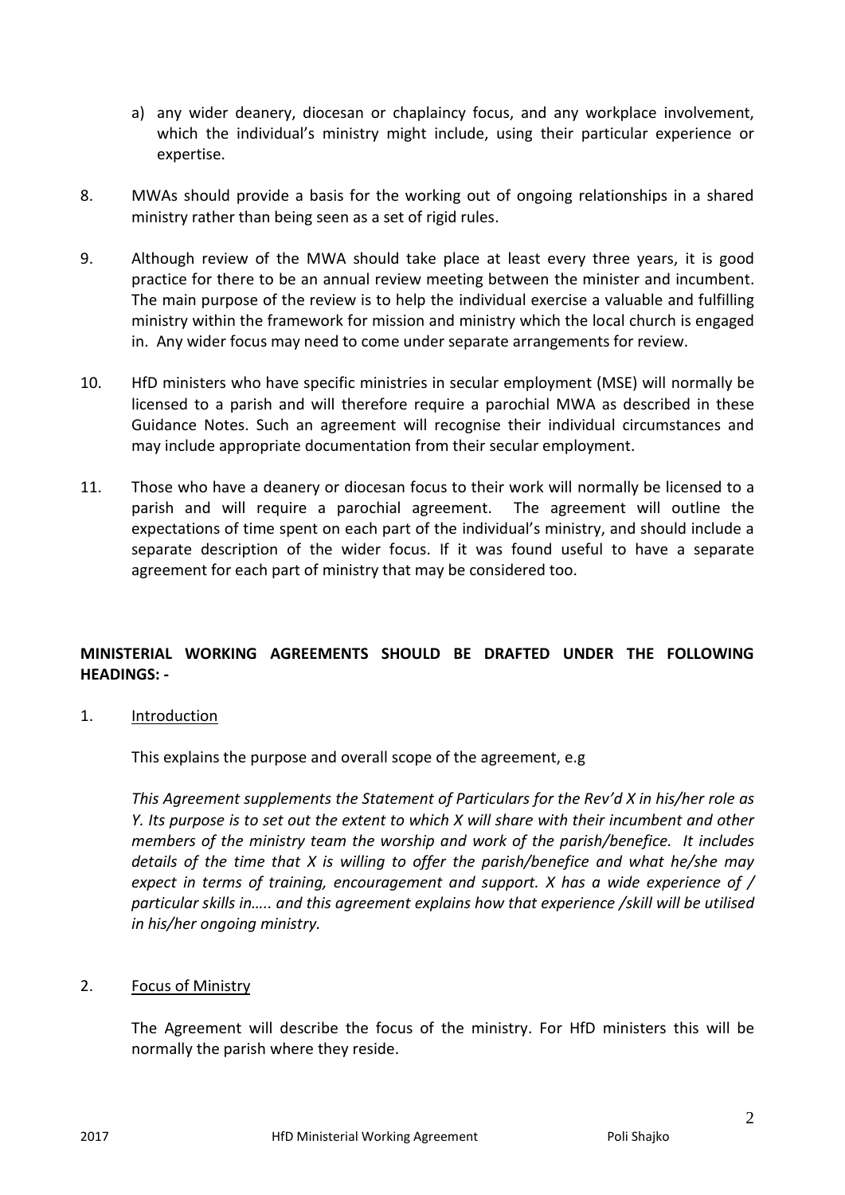a) any wider deanery, diocesan or chaplaincy focus, and any workplace involvement, which the individual's ministry might include, using their particular experience or expertise.

8. MWAs should provide a basis for the working out of ongoing relationships in a shared ministry rather than being seen as a set of rigid rules.

9. Although review of the MWA should take place at least every three years, it is good practice for there to be an annual review meeting between the minister and incumbent. The main purpose of the review is to help the individual exercise a valuable and fulfilling ministry within the framework for mission and ministry which the local church is engaged in. Any wider focus may need to come under separate arrangements for review.

10. HfD ministers who have specific ministries in secular employment (MSE) will normally be licensed to a parish and will therefore require a parochial MWA as described in these Guidance Notes. Such an agreement will recognise their individual circumstances and may include appropriate documentation from their secular employment.

11. Those who have a deanery or diocesan focus to their work will normally be licensed to a parish and will require a parochial agreement. The agreement will outline the expectations of time spent on each part of the individual's ministry, and should include a separate description of the wider focus. If it was found useful to have a separate agreement for each part of ministry that may be considered too.

**MINISTERIAL WORKING AGREEMENTS SHOULD BE DRAFTED UNDER THE FOLLOWING HEADINGS: -**

1. Introduction

   This explains the purpose and overall scope of the agreement, e.g

   *This Agreement supplements the Statement of Particulars for the Rev'd X in his/her role as Y. Its purpose is to set out the extent to which X will share with their incumbent and other members of the ministry team the worship and work of the parish/benefice. It includes details of the time that X is willing to offer the parish/benefice and what he/she may expect in terms of training, encouragement and support. X has a wide experience of / particular skills in….. and this agreement explains how that experience /skill will be utilised in his/her ongoing ministry.*

2. Focus of Ministry

   The Agreement will describe the focus of the ministry. For HfD ministers this will be normally the parish where they reside.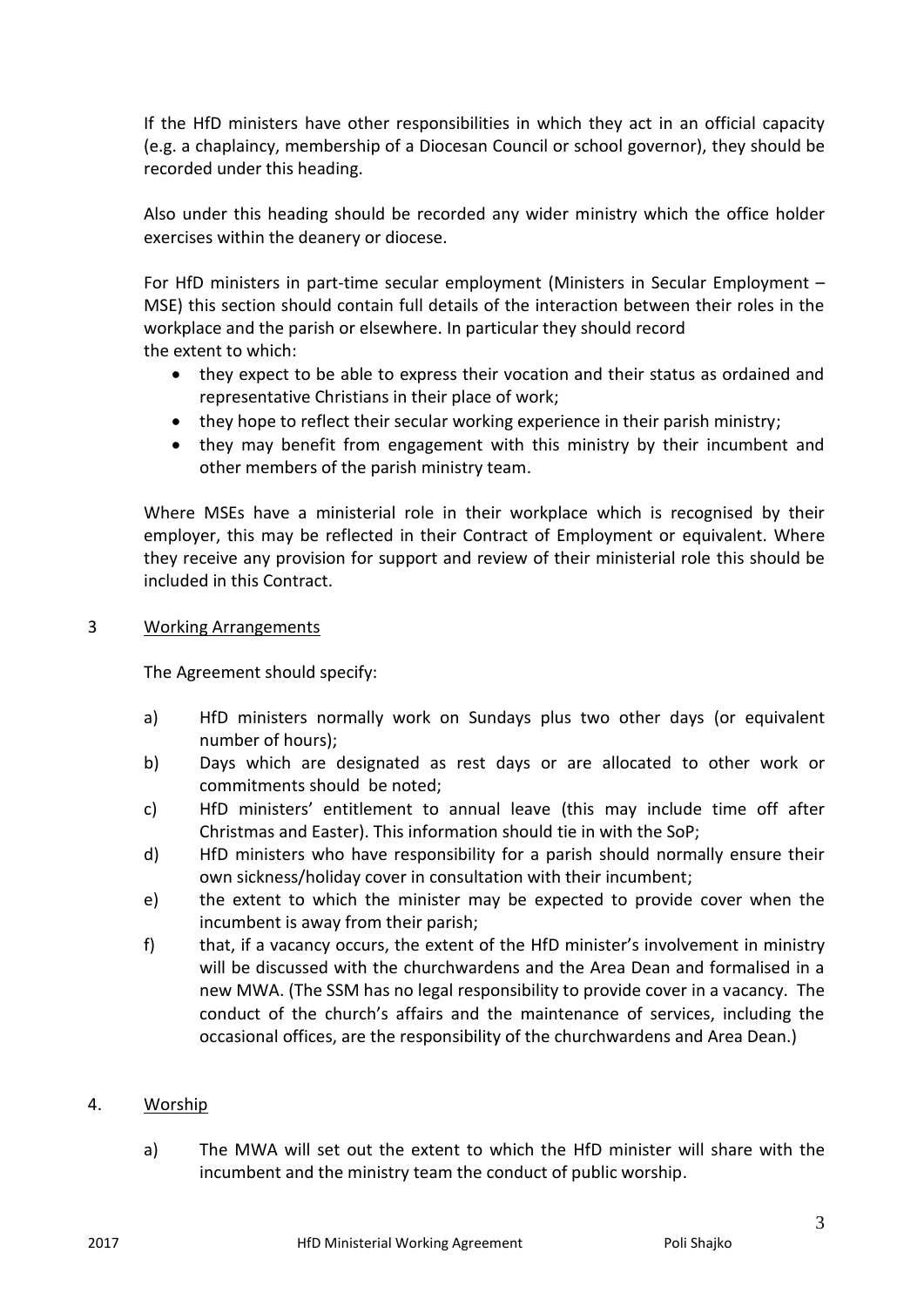If the HfD ministers have other responsibilities in which they act in an official capacity (e.g. a chaplaincy, membership of a Diocesan Council or school governor), they should be recorded under this heading.

Also under this heading should be recorded any wider ministry which the office holder exercises within the deanery or diocese.

For HfD ministers in part-time secular employment (Ministers in Secular Employment – MSE) this section should contain full details of the interaction between their roles in the workplace and the parish or elsewhere. In particular they should record the extent to which:

- they expect to be able to express their vocation and their status as ordained and representative Christians in their place of work;
- they hope to reflect their secular working experience in their parish ministry;
- they may benefit from engagement with this ministry by their incumbent and other members of the parish ministry team.

Where MSEs have a ministerial role in their workplace which is recognised by their employer, this may be reflected in their Contract of Employment or equivalent. Where they receive any provision for support and review of their ministerial role this should be included in this Contract.

## 3 Working Arrangements

The Agreement should specify:

a) HfD ministers normally work on Sundays plus two other days (or equivalent number of hours);

b) Days which are designated as rest days or are allocated to other work or commitments should be noted;

c) HfD ministers' entitlement to annual leave (this may include time off after Christmas and Easter). This information should tie in with the SoP;

d) HfD ministers who have responsibility for a parish should normally ensure their own sickness/holiday cover in consultation with their incumbent;

e) the extent to which the minister may be expected to provide cover when the incumbent is away from their parish;

f) that, if a vacancy occurs, the extent of the HfD minister's involvement in ministry will be discussed with the churchwardens and the Area Dean and formalised in a new MWA. (The SSM has no legal responsibility to provide cover in a vacancy. The conduct of the church's affairs and the maintenance of services, including the occasional offices, are the responsibility of the churchwardens and Area Dean.)

## 4. Worship

a) The MWA will set out the extent to which the HfD minister will share with the incumbent and the ministry team the conduct of public worship.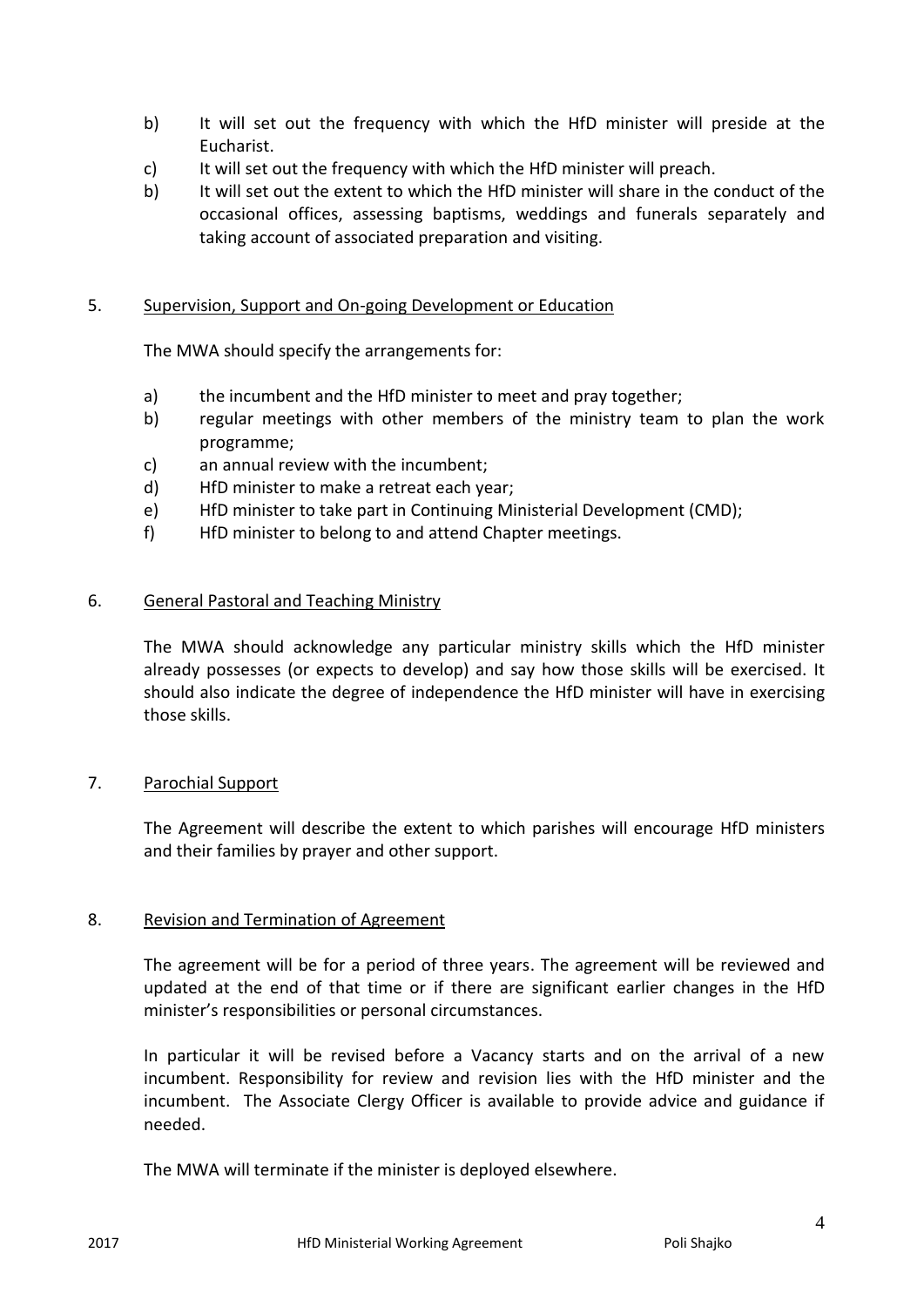b) It will set out the frequency with which the HfD minister will preside at the Eucharist.

c) It will set out the frequency with which the HfD minister will preach.

b) It will set out the extent to which the HfD minister will share in the conduct of the occasional offices, assessing baptisms, weddings and funerals separately and taking account of associated preparation and visiting.

5. <u>Supervision, Support and On-going Development or Education</u>

The MWA should specify the arrangements for:

a) the incumbent and the HfD minister to meet and pray together;

b) regular meetings with other members of the ministry team to plan the work programme;

c) an annual review with the incumbent;

d) HfD minister to make a retreat each year;

e) HfD minister to take part in Continuing Ministerial Development (CMD);

f) HfD minister to belong to and attend Chapter meetings.

6. <u>General Pastoral and Teaching Ministry</u>

The MWA should acknowledge any particular ministry skills which the HfD minister already possesses (or expects to develop) and say how those skills will be exercised. It should also indicate the degree of independence the HfD minister will have in exercising those skills.

7. <u>Parochial Support</u>

The Agreement will describe the extent to which parishes will encourage HfD ministers and their families by prayer and other support.

8. <u>Revision and Termination of Agreement</u>

The agreement will be for a period of three years. The agreement will be reviewed and updated at the end of that time or if there are significant earlier changes in the HfD minister's responsibilities or personal circumstances.

In particular it will be revised before a Vacancy starts and on the arrival of a new incumbent. Responsibility for review and revision lies with the HfD minister and the incumbent. The Associate Clergy Officer is available to provide advice and guidance if needed.

The MWA will terminate if the minister is deployed elsewhere.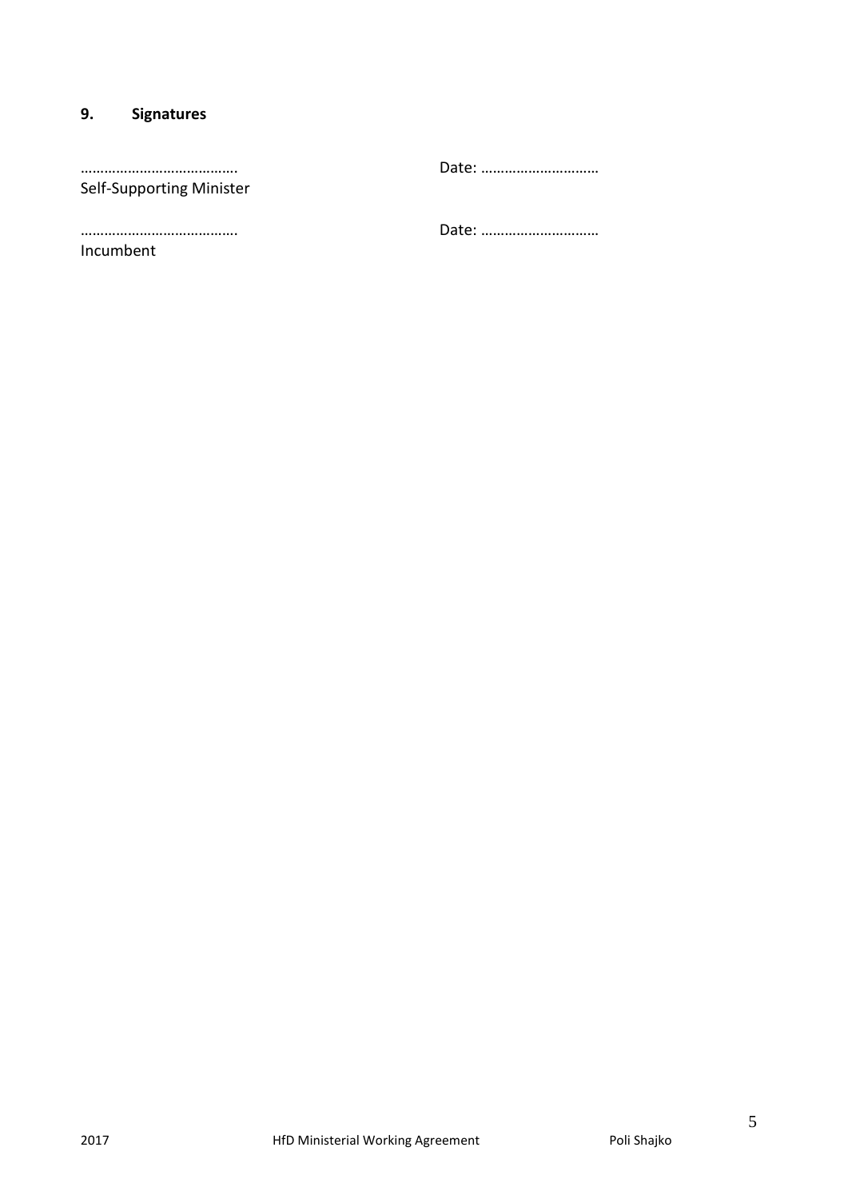## 9. Signatures

…………………………………. Date: …………………………
Self-Supporting Minister

…………………………………. Date: …………………………
Incumbent